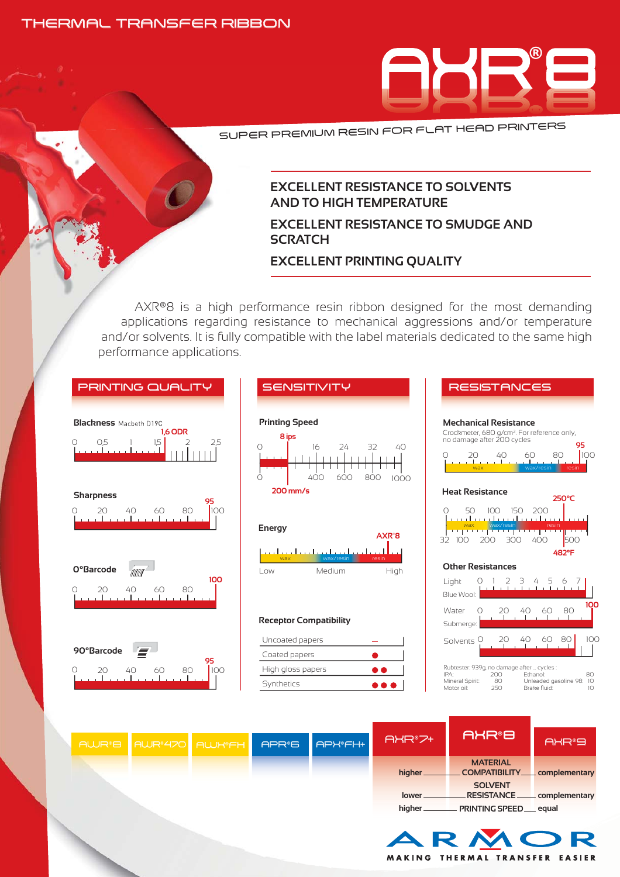THERMAL TRANSFER RIBBON

# AXR®8

SUPER PREMIUM RESIN FOR FLAT HEAD PRINTERS

**EXCELLENT RESISTANCE TO SOLVENTS AND TO HIGH TEMPERATURE**

**EXCELLENT RESISTANCE TO SMUDGE AND SCRATCH**

**EXCELLENT PRINTING QUALITY**

AXR®8 is a high performance resin ribbon designed for the most demanding applications regarding resistance to mechanical aggressions and/or temperature and/or solvents. It is fully compatible with the label materials dedicated to the same high performance applications.

## PRINTING QUALITY

**Blackness** Macbeth D19C: 1,6 ODR (scale 0 – 2,5)

**Sharpness**: 95 (scale 0 – 100)

**0°Barcode**: 100 (scale 0 – 100)

**90°Barcode**: 95 (scale 0 – 100)

## SENSITIVITY

**Printing Speed**: 8 ips / 200 mm/s (scale 0 – 40 ips / 0 – 1000 mm/s)

**Energy**: AXR®8 – High (scale: Low – Medium – High; wax – wax/resin – resin)

**Receptor Compatibility**

| Receptor | Compatibility |
|---|---|
| Uncoated papers | – |
| Coated papers | ● |
| High gloss papers | ●● |
| Synthetics | ●●● |

## RESISTANCES

**Mechanical Resistance**

Crockmeter, 680 g/cm². For reference only, no damage after 200 cycles

95 (scale 0 – 100; wax – wax/resin – resin)

**Heat Resistance**: 250°C / 482°F (scale 0 – 200+ °C; 32 – 500 °F; wax – wax/resin – resin)

**Other Resistances**

- Light (Blue Wool): 7 (scale 0 – 7)
- Water (Submerge): 100 (scale 0 – 100)
- Solvents: 80 (scale 0 – 100)

Rubtester: 939g, no damage after ... cycles :

| Solvent | Cycles | Solvent | Cycles |
|---|---|---|---|
| IPA: | 200 | Ethanol: | 80 |
| Mineral Spirit: | 80 | Unleaded gasoline 98: | 10 |
| Motor oil: | 250 | Brake fluid: | 10 |

AWR®8 | AWR®470 | AWX®FH | APR®6 | APX®FH+ | AXR®7+ | AXR®8 | AXR®9

| AXR®7+ | AXR®8 | AXR®9 |
|---|---|---|
| higher | MATERIAL COMPATIBILITY | complementary |
| lower | SOLVENT RESISTANCE | complementary |
| higher | PRINTING SPEED | equal |

ARMOR – MAKING THERMAL TRANSFER EASIER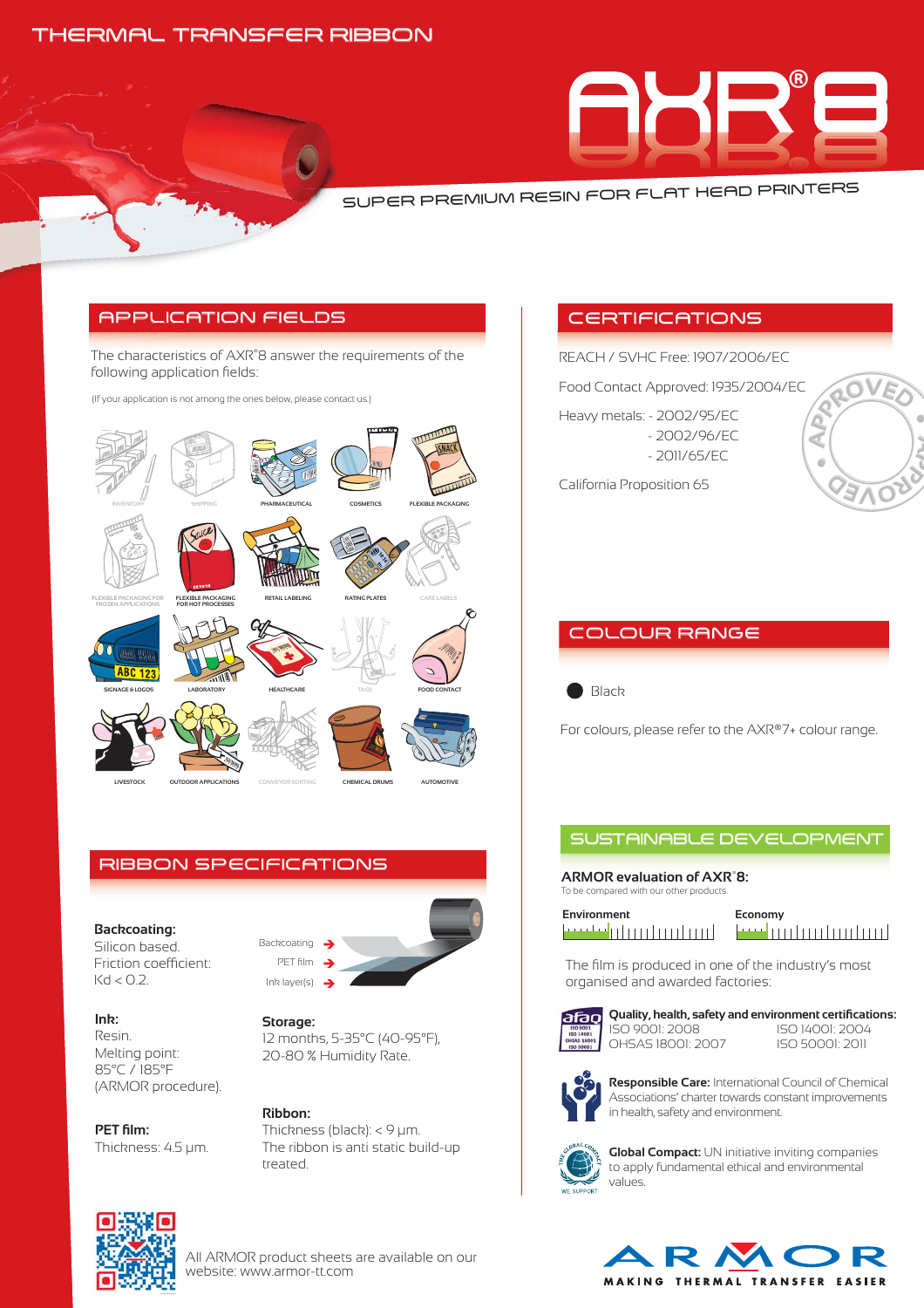# THERMAL TRANSFER RIBBON

# AXR®8

SUPER PREMIUM RESIN FOR FLAT HEAD PRINTERS

## APPLICATION FIELDS

The characteristics of AXR®8 answer the requirements of the following application fields:

(If your application is not among the ones below, please contact us.)

INVENTORY
SHIPPING
PHARMACEUTICAL
COSMETICS
FLEXIBLE PACKAGING
FLEXIBLE PACKAGING FOR FROZEN APPLICATIONS
FLEXIBLE PACKAGING FOR HOT PROCESSES
RETAIL LABELING
RATING PLATES
CARE LABELS
SIGNAGE & LOGOS
LABORATORY
HEALTHCARE
TAGS
FOOD CONTACT
LIVESTOCK
OUTDOOR APPLICATIONS
CONVEYOR SORTING
CHEMICAL DRUMS
AUTOMOTIVE

## RIBBON SPECIFICATIONS

Backcoating
PET film
Ink layer(s)

**Backcoating:**
Silicon based.
Friction coefficient:
Kd < 0.2.

**Ink:**
Resin.
Melting point:
85°C / 185°F
(ARMOR procedure).

**PET film:**
Thickness: 4.5 µm.

**Storage:**
12 months, 5-35°C (40-95°F),
20-80 % Humidity Rate.

**Ribbon:**
Thickness (black): < 9 µm.
The ribbon is anti static build-up treated.

All ARMOR product sheets are available on our website: www.armor-tt.com

## CERTIFICATIONS

REACH / SVHC Free: 1907/2006/EC

Food Contact Approved: 1935/2004/EC

Heavy metals: - 2002/95/EC
- 2002/96/EC
- 2011/65/EC

California Proposition 65

APPROVED

## COLOUR RANGE

Black

For colours, please refer to the AXR®7+ colour range.

## SUSTAINABLE DEVELOPMENT

**ARMOR evaluation of AXR®8:**
To be compared with our other products.

**Environment**

**Economy**

The film is produced in one of the industry's most organised and awarded factories:

**Quality, health, safety and environment certifications:**
ISO 9001: 2008
ISO 14001: 2004
OHSAS 18001: 2007
ISO 50001: 2011

**Responsible Care:** International Council of Chemical Associations' charter towards constant improvements in health, safety and environment.

**Global Compact:** UN initiative inviting companies to apply fundamental ethical and environmental values.

ARMOR
MAKING THERMAL TRANSFER EASIER